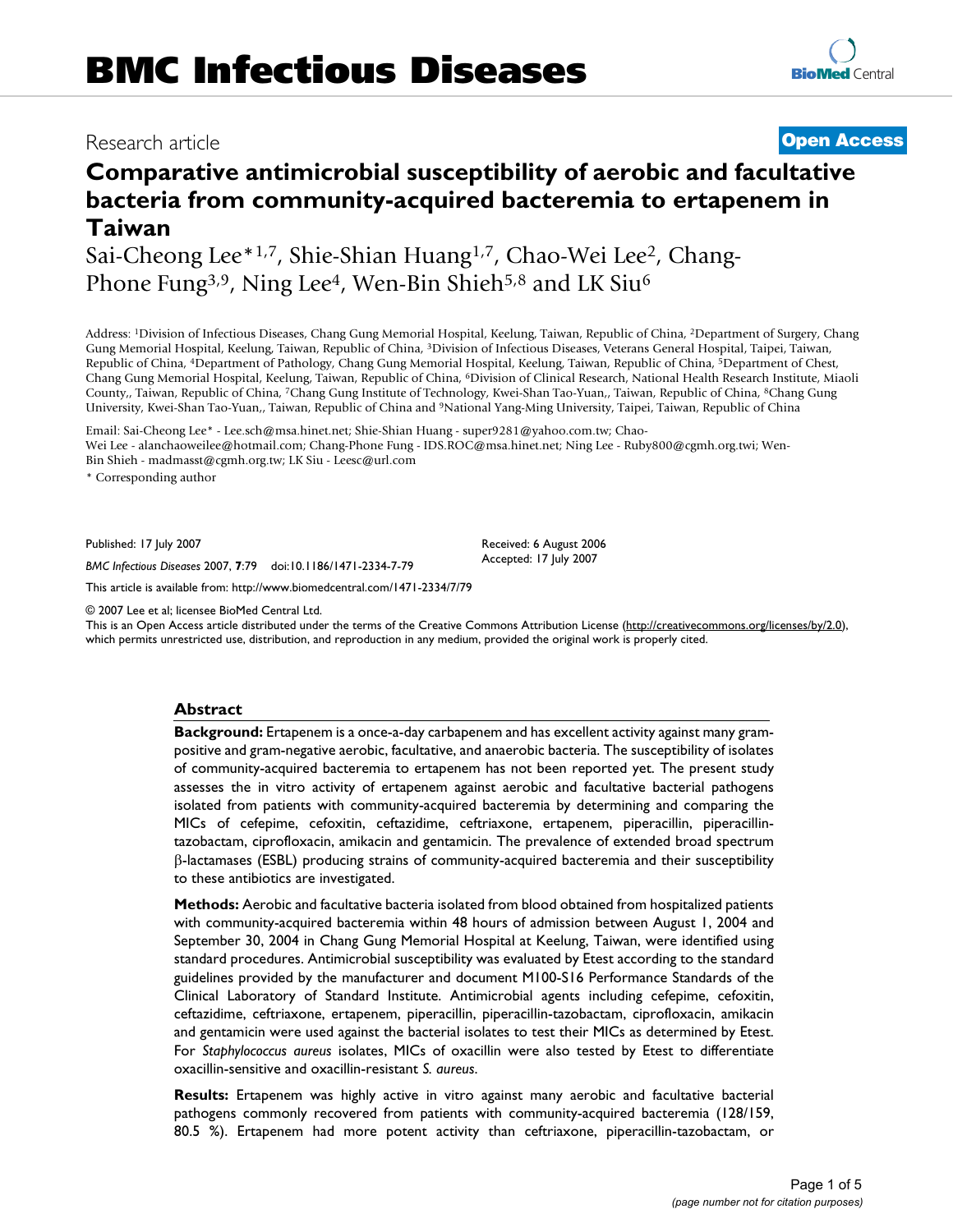# BMC Infectious Diseases

Research article

**Open Access**

# Comparative antimicrobial susceptibility of aerobic and facultative bacteria from community-acquired bacteremia to ertapenem in Taiwan

Sai-Cheong Lee*[1,7], Shie-Shian Huang[1,7], Chao-Wei Lee[2], Chang-Phone Fung[3,9], Ning Lee[4], Wen-Bin Shieh[5,8] and LK Siu[6]

Address: [1]Division of Infectious Diseases, Chang Gung Memorial Hospital, Keelung, Taiwan, Republic of China, [2]Department of Surgery, Chang Gung Memorial Hospital, Keelung, Taiwan, Republic of China, [3]Division of Infectious Diseases, Veterans General Hospital, Taipei, Taiwan, Republic of China, [4]Department of Pathology, Chang Gung Memorial Hospital, Keelung, Taiwan, Republic of China, [5]Department of Chest, Chang Gung Memorial Hospital, Keelung, Taiwan, Republic of China, [6]Division of Clinical Research, National Health Research Institute, Miaoli County,, Taiwan, Republic of China, [7]Chang Gung Institute of Technology, Kwei-Shan Tao-Yuan,, Taiwan, Republic of China, [8]Chang Gung University, Kwei-Shan Tao-Yuan,, Taiwan, Republic of China and [9]National Yang-Ming University, Taipei, Taiwan, Republic of China

Email: Sai-Cheong Lee* - Lee.sch@msa.hinet.net; Shie-Shian Huang - super9281@yahoo.com.tw; Chao-Wei Lee - alanchaoweilee@hotmail.com; Chang-Phone Fung - IDS.ROC@msa.hinet.net; Ning Lee - Ruby800@cgmh.org.twi; Wen-Bin Shieh - madmasst@cgmh.org.tw; LK Siu - Leesc@url.com

* Corresponding author

Published: 17 July 2007

*BMC Infectious Diseases* 2007, **7**:79 doi:10.1186/1471-2334-7-79

Received: 6 August 2006
Accepted: 17 July 2007

This article is available from: http://www.biomedcentral.com/1471-2334/7/79

© 2007 Lee et al; licensee BioMed Central Ltd.
This is an Open Access article distributed under the terms of the Creative Commons Attribution License (http://creativecommons.org/licenses/by/2.0), which permits unrestricted use, distribution, and reproduction in any medium, provided the original work is properly cited.

## Abstract

**Background:** Ertapenem is a once-a-day carbapenem and has excellent activity against many gram-positive and gram-negative aerobic, facultative, and anaerobic bacteria. The susceptibility of isolates of community-acquired bacteremia to ertapenem has not been reported yet. The present study assesses the in vitro activity of ertapenem against aerobic and facultative bacterial pathogens isolated from patients with community-acquired bacteremia by determining and comparing the MICs of cefepime, cefoxitin, ceftazidime, ceftriaxone, ertapenem, piperacillin, piperacillin-tazobactam, ciprofloxacin, amikacin and gentamicin. The prevalence of extended broad spectrum β-lactamases (ESBL) producing strains of community-acquired bacteremia and their susceptibility to these antibiotics are investigated.

**Methods:** Aerobic and facultative bacteria isolated from blood obtained from hospitalized patients with community-acquired bacteremia within 48 hours of admission between August 1, 2004 and September 30, 2004 in Chang Gung Memorial Hospital at Keelung, Taiwan, were identified using standard procedures. Antimicrobial susceptibility was evaluated by Etest according to the standard guidelines provided by the manufacturer and document M100-S16 Performance Standards of the Clinical Laboratory of Standard Institute. Antimicrobial agents including cefepime, cefoxitin, ceftazidime, ceftriaxone, ertapenem, piperacillin, piperacillin-tazobactam, ciprofloxacin, amikacin and gentamicin were used against the bacterial isolates to test their MICs as determined by Etest. For *Staphylococcus aureus* isolates, MICs of oxacillin were also tested by Etest to differentiate oxacillin-sensitive and oxacillin-resistant *S. aureus*.

**Results:** Ertapenem was highly active in vitro against many aerobic and facultative bacterial pathogens commonly recovered from patients with community-acquired bacteremia (128/159, 80.5 %). Ertapenem had more potent activity than ceftriaxone, piperacillin-tazobactam, or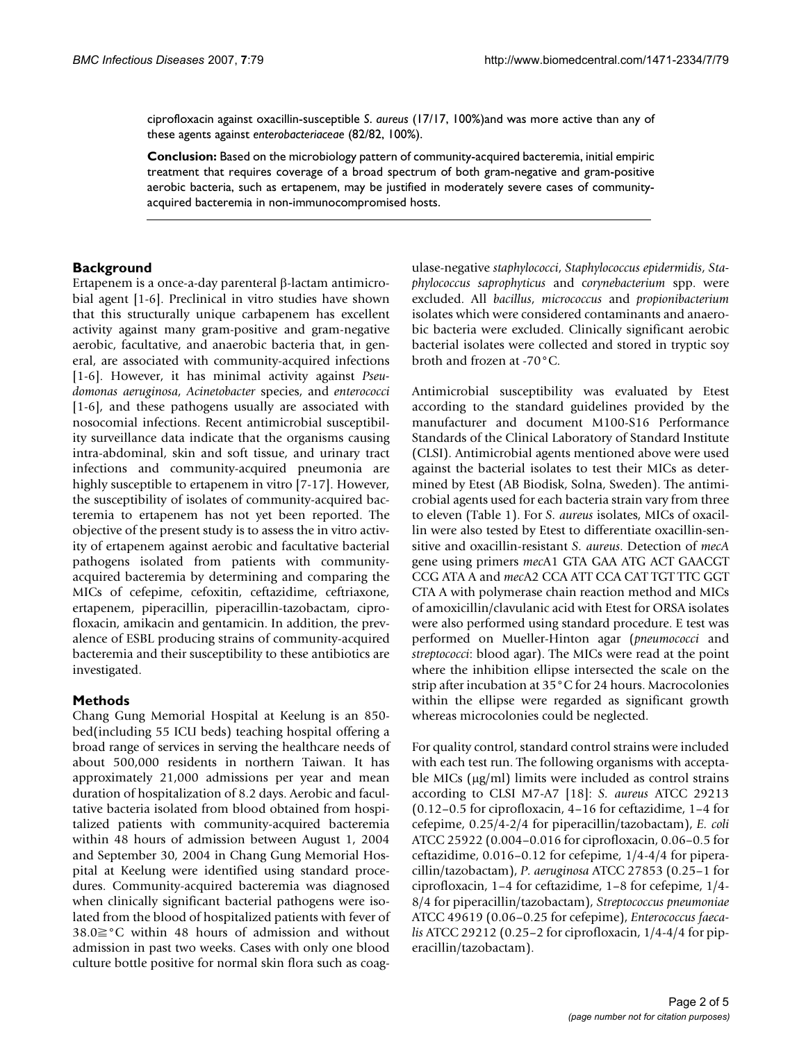ciprofloxacin against oxacillin-susceptible *S. aureus* (17/17, 100%)and was more active than any of these agents against *enterobacteriaceae* (82/82, 100%).

**Conclusion:** Based on the microbiology pattern of community-acquired bacteremia, initial empiric treatment that requires coverage of a broad spectrum of both gram-negative and gram-positive aerobic bacteria, such as ertapenem, may be justified in moderately severe cases of community-acquired bacteremia in non-immunocompromised hosts.

## Background

Ertapenem is a once-a-day parenteral β-lactam antimicrobial agent [1-6]. Preclinical in vitro studies have shown that this structurally unique carbapenem has excellent activity against many gram-positive and gram-negative aerobic, facultative, and anaerobic bacteria that, in general, are associated with community-acquired infections [1-6]. However, it has minimal activity against *Pseudomonas aeruginosa*, *Acinetobacter* species, and *enterococci* [1-6], and these pathogens usually are associated with nosocomial infections. Recent antimicrobial susceptibility surveillance data indicate that the organisms causing intra-abdominal, skin and soft tissue, and urinary tract infections and community-acquired pneumonia are highly susceptible to ertapenem in vitro [7-17]. However, the susceptibility of isolates of community-acquired bacteremia to ertapenem has not yet been reported. The objective of the present study is to assess the in vitro activity of ertapenem against aerobic and facultative bacterial pathogens isolated from patients with community-acquired bacteremia by determining and comparing the MICs of cefepime, cefoxitin, ceftazidime, ceftriaxone, ertapenem, piperacillin, piperacillin-tazobactam, ciprofloxacin, amikacin and gentamicin. In addition, the prevalence of ESBL producing strains of community-acquired bacteremia and their susceptibility to these antibiotics are investigated.

## Methods

Chang Gung Memorial Hospital at Keelung is an 850-bed(including 55 ICU beds) teaching hospital offering a broad range of services in serving the healthcare needs of about 500,000 residents in northern Taiwan. It has approximately 21,000 admissions per year and mean duration of hospitalization of 8.2 days. Aerobic and facultative bacteria isolated from blood obtained from hospitalized patients with community-acquired bacteremia within 48 hours of admission between August 1, 2004 and September 30, 2004 in Chang Gung Memorial Hospital at Keelung were identified using standard procedures. Community-acquired bacteremia was diagnosed when clinically significant bacterial pathogens were isolated from the blood of hospitalized patients with fever of 38.0≧°C within 48 hours of admission and without admission in past two weeks. Cases with only one blood culture bottle positive for normal skin flora such as coagulase-negative *staphylococci*, *Staphylococcus epidermidis*, *Staphylococcus saprophyticus* and *corynebacterium* spp. were excluded. All *bacillus*, *micrococcus* and *propionibacterium* isolates which were considered contaminants and anaerobic bacteria were excluded. Clinically significant aerobic bacterial isolates were collected and stored in tryptic soy broth and frozen at -70°C.

Antimicrobial susceptibility was evaluated by Etest according to the standard guidelines provided by the manufacturer and document M100-S16 Performance Standards of the Clinical Laboratory of Standard Institute (CLSI). Antimicrobial agents mentioned above were used against the bacterial isolates to test their MICs as determined by Etest (AB Biodisk, Solna, Sweden). The antimicrobial agents used for each bacteria strain vary from three to eleven (Table 1). For *S. aureus* isolates, MICs of oxacillin were also tested by Etest to differentiate oxacillin-sensitive and oxacillin-resistant *S. aureus*. Detection of *mecA* gene using primers *mec*A1 GTA GAA ATG ACT GAACGT CCG ATA A and *mec*A2 CCA ATT CCA CAT TGT TTC GGT CTA A with polymerase chain reaction method and MICs of amoxicillin/clavulanic acid with Etest for ORSA isolates were also performed using standard procedure. E test was performed on Mueller-Hinton agar (*pneumococci* and *streptococci*: blood agar). The MICs were read at the point where the inhibition ellipse intersected the scale on the strip after incubation at 35°C for 24 hours. Macrocolonies within the ellipse were regarded as significant growth whereas microcolonies could be neglected.

For quality control, standard control strains were included with each test run. The following organisms with acceptable MICs (μg/ml) limits were included as control strains according to CLSI M7-A7 [18]: *S. aureus* ATCC 29213 (0.12–0.5 for ciprofloxacin, 4–16 for ceftazidime, 1–4 for cefepime, 0.25/4-2/4 for piperacillin/tazobactam), *E. coli* ATCC 25922 (0.004–0.016 for ciprofloxacin, 0.06–0.5 for ceftazidime, 0.016–0.12 for cefepime, 1/4-4/4 for piperacillin/tazobactam), *P. aeruginosa* ATCC 27853 (0.25–1 for ciprofloxacin, 1–4 for ceftazidime, 1–8 for cefepime, 1/4-8/4 for piperacillin/tazobactam), *Streptococcus pneumoniae* ATCC 49619 (0.06–0.25 for cefepime), *Enterococcus faecalis* ATCC 29212 (0.25–2 for ciprofloxacin, 1/4-4/4 for piperacillin/tazobactam).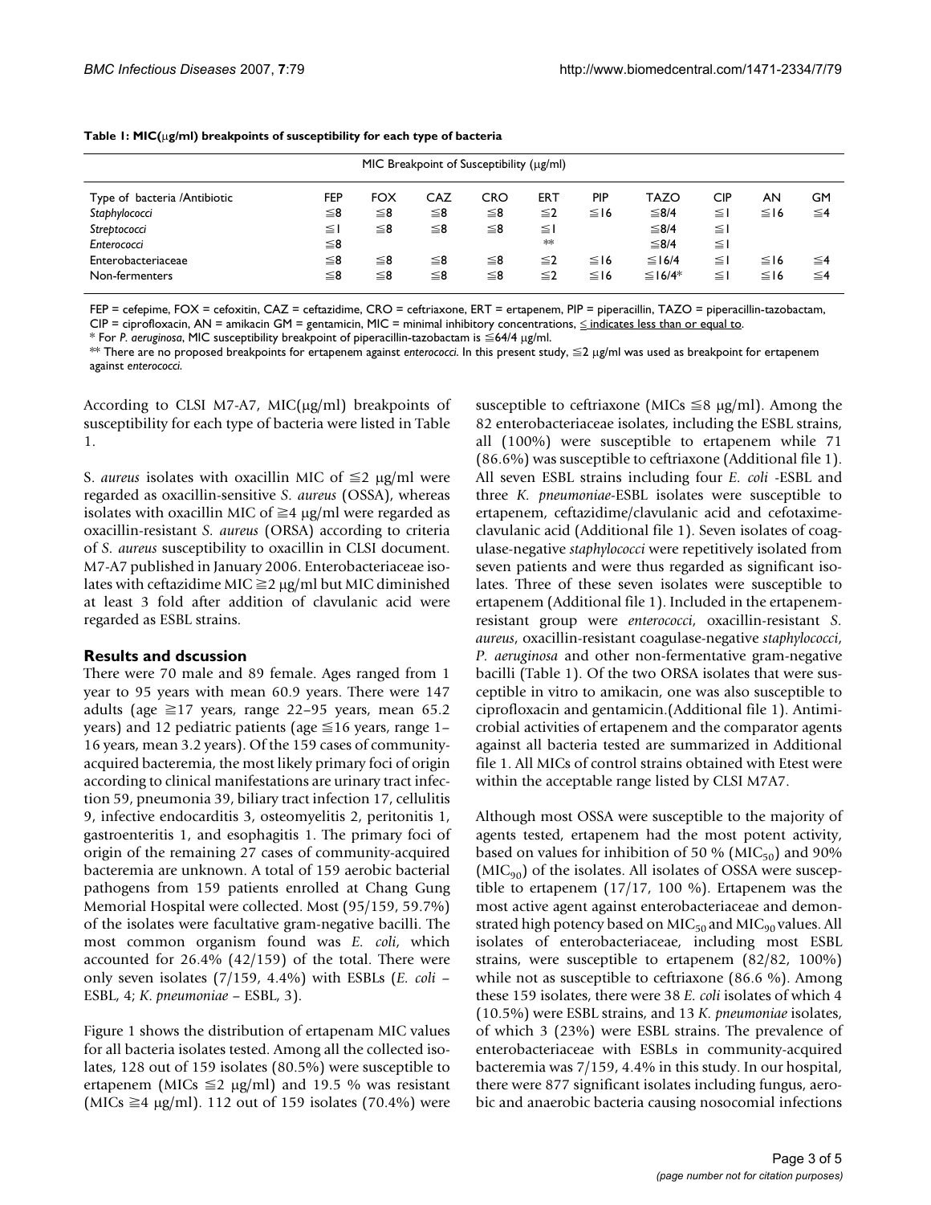**Table 1: MIC(μg/ml) breakpoints of susceptibility for each type of bacteria**

| | MIC Breakpoint of Susceptibility (μg/ml) | | | | | | | | | |
|---|---|---|---|---|---|---|---|---|---|---|
| Type of bacteria /Antibiotic | FEP | FOX | CAZ | CRO | ERT | PIP | TAZO | CIP | AN | GM |
| *Staphylococci* | ≦8 | ≦8 | ≦8 | ≦8 | ≦2 | ≦16 | ≦8/4 | ≦1 | ≦16 | ≦4 |
| *Streptococci* | ≦1 | ≦8 | ≦8 | ≦8 | ≦1 | | ≦8/4 | ≦1 | | |
| *Enterococci* | ≦8 | | | | ** | | ≦8/4 | ≦1 | | |
| Enterobacteriaceae | ≦8 | ≦8 | ≦8 | ≦8 | ≦2 | ≦16 | ≦16/4 | ≦1 | ≦16 | ≦4 |
| Non-fermenters | ≦8 | ≦8 | ≦8 | ≦8 | ≦2 | ≦16 | ≦16/4* | ≦1 | ≦16 | ≦4 |

FEP = cefepime, FOX = cefoxitin, CAZ = ceftazidime, CRO = ceftriaxone, ERT = ertapenem, PIP = piperacillin, TAZO = piperacillin-tazobactam, CIP = ciprofloxacin, AN = amikacin GM = gentamicin, MIC = minimal inhibitory concentrations, ≤ indicates less than or equal to.
* For *P. aeruginosa*, MIC susceptibility breakpoint of piperacillin-tazobactam is ≦64/4 μg/ml.
** There are no proposed breakpoints for ertapenem against *enterococci*. In this present study, ≦2 μg/ml was used as breakpoint for ertapenem against *enterococci*.

According to CLSI M7-A7, MIC(μg/ml) breakpoints of susceptibility for each type of bacteria were listed in Table 1.

S. *aureus* isolates with oxacillin MIC of ≦2 μg/ml were regarded as oxacillin-sensitive *S. aureus* (OSSA), whereas isolates with oxacillin MIC of ≧4 μg/ml were regarded as oxacillin-resistant *S. aureus* (ORSA) according to criteria of *S. aureus* susceptibility to oxacillin in CLSI document. M7-A7 published in January 2006. Enterobacteriaceae isolates with ceftazidime MIC ≧2 μg/ml but MIC diminished at least 3 fold after addition of clavulanic acid were regarded as ESBL strains.

## Results and dscussion

There were 70 male and 89 female. Ages ranged from 1 year to 95 years with mean 60.9 years. There were 147 adults (age ≧17 years, range 22–95 years, mean 65.2 years) and 12 pediatric patients (age ≦16 years, range 1–16 years, mean 3.2 years). Of the 159 cases of community-acquired bacteremia, the most likely primary foci of origin according to clinical manifestations are urinary tract infection 59, pneumonia 39, biliary tract infection 17, cellulitis 9, infective endocarditis 3, osteomyelitis 2, peritonitis 1, gastroenteritis 1, and esophagitis 1. The primary foci of origin of the remaining 27 cases of community-acquired bacteremia are unknown. A total of 159 aerobic bacterial pathogens from 159 patients enrolled at Chang Gung Memorial Hospital were collected. Most (95/159, 59.7%) of the isolates were facultative gram-negative bacilli. The most common organism found was *E. coli*, which accounted for 26.4% (42/159) of the total. There were only seven isolates (7/159, 4.4%) with ESBLs (*E. coli* – ESBL, 4; *K. pneumoniae* – ESBL, 3).

Figure 1 shows the distribution of ertapenam MIC values for all bacteria isolates tested. Among all the collected isolates, 128 out of 159 isolates (80.5%) were susceptible to ertapenem (MICs ≦2 μg/ml) and 19.5 % was resistant (MICs ≧4 μg/ml). 112 out of 159 isolates (70.4%) were susceptible to ceftriaxone (MICs ≦8 μg/ml). Among the 82 enterobacteriaceae isolates, including the ESBL strains, all (100%) were susceptible to ertapenem while 71 (86.6%) was susceptible to ceftriaxone (Additional file 1). All seven ESBL strains including four *E. coli* -ESBL and three *K. pneumoniae*-ESBL isolates were susceptible to ertapenem, ceftazidime/clavulanic acid and cefotaxime-clavulanic acid (Additional file 1). Seven isolates of coagulase-negative *staphylococci* were repetitively isolated from seven patients and were thus regarded as significant isolates. Three of these seven isolates were susceptible to ertapenem (Additional file 1). Included in the ertapenem-resistant group were *enterococci*, oxacillin-resistant *S. aureus*, oxacillin-resistant coagulase-negative *staphylococci*, *P. aeruginosa* and other non-fermentative gram-negative bacilli (Table 1). Of the two ORSA isolates that were susceptible in vitro to amikacin, one was also susceptible to ciprofloxacin and gentamicin.(Additional file 1). Antimicrobial activities of ertapenem and the comparator agents against all bacteria tested are summarized in Additional file 1. All MICs of control strains obtained with Etest were within the acceptable range listed by CLSI M7A7.

Although most OSSA were susceptible to the majority of agents tested, ertapenem had the most potent activity, based on values for inhibition of 50 % ($MIC_{50}$) and 90% ($MIC_{90}$) of the isolates. All isolates of OSSA were susceptible to ertapenem (17/17, 100 %). Ertapenem was the most active agent against enterobacteriaceae and demonstrated high potency based on $MIC_{50}$ and $MIC_{90}$ values. All isolates of enterobacteriaceae, including most ESBL strains, were susceptible to ertapenem (82/82, 100%) while not as susceptible to ceftriaxone (86.6 %). Among these 159 isolates, there were 38 *E. coli* isolates of which 4 (10.5%) were ESBL strains, and 13 *K. pneumoniae* isolates, of which 3 (23%) were ESBL strains. The prevalence of enterobacteriaceae with ESBLs in community-acquired bacteremia was 7/159, 4.4% in this study. In our hospital, there were 877 significant isolates including fungus, aerobic and anaerobic bacteria causing nosocomial infections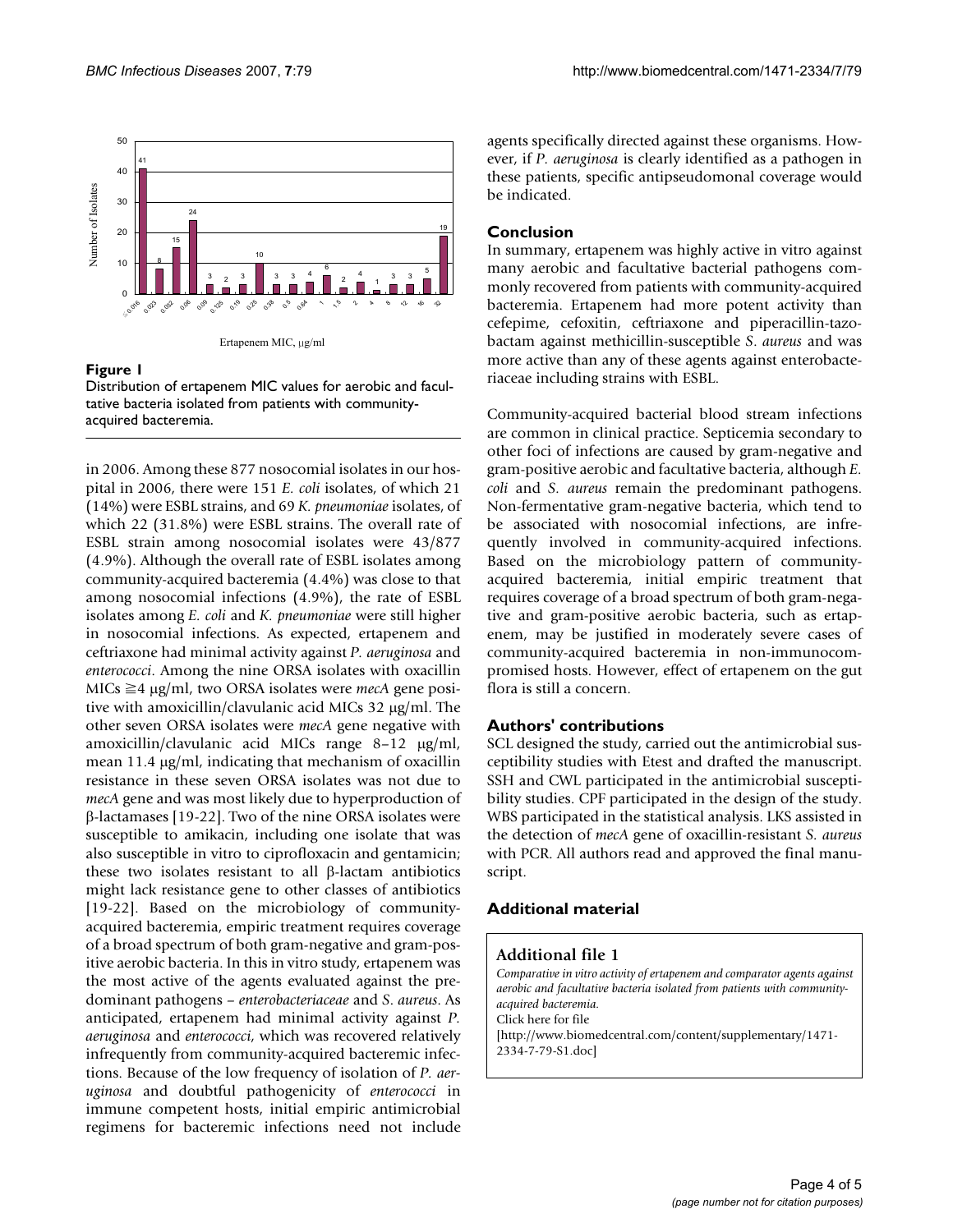50

40

30

20

10

0

Number of Isolates

41 8 15 24 3 2 3 10 3 3 4 6 2 4 1 3 3 5 19

≤0.016 0.023 0.032 0.06 0.09 0.125 0.19 0.25 0.38 0.5 0.64 1 1.5 2 4 8 12 16 32

Ertapenem MIC, μg/ml

**Figure 1**
Distribution of ertapenem MIC values for aerobic and facultative bacteria isolated from patients with community-acquired bacteremia.

in 2006. Among these 877 nosocomial isolates in our hospital in 2006, there were 151 *E. coli* isolates, of which 21 (14%) were ESBL strains, and 69 *K. pneumoniae* isolates, of which 22 (31.8%) were ESBL strains. The overall rate of ESBL strain among nosocomial isolates were 43/877 (4.9%). Although the overall rate of ESBL isolates among community-acquired bacteremia (4.4%) was close to that among nosocomial infections (4.9%), the rate of ESBL isolates among *E. coli* and *K. pneumoniae* were still higher in nosocomial infections. As expected, ertapenem and ceftriaxone had minimal activity against *P. aeruginosa* and *enterococci*. Among the nine ORSA isolates with oxacillin MICs ≧4 μg/ml, two ORSA isolates were *mecA* gene positive with amoxicillin/clavulanic acid MICs 32 μg/ml. The other seven ORSA isolates were *mecA* gene negative with amoxicillin/clavulanic acid MICs range 8–12 μg/ml, mean 11.4 μg/ml, indicating that mechanism of oxacillin resistance in these seven ORSA isolates was not due to *mecA* gene and was most likely due to hyperproduction of β-lactamases [19-22]. Two of the nine ORSA isolates were susceptible to amikacin, including one isolate that was also susceptible in vitro to ciprofloxacin and gentamicin; these two isolates resistant to all β-lactam antibiotics might lack resistance gene to other classes of antibiotics [19-22]. Based on the microbiology of community-acquired bacteremia, empiric treatment requires coverage of a broad spectrum of both gram-negative and gram-positive aerobic bacteria. In this in vitro study, ertapenem was the most active of the agents evaluated against the predominant pathogens – *enterobacteriaceae* and *S. aureus*. As anticipated, ertapenem had minimal activity against *P. aeruginosa* and *enterococci*, which was recovered relatively infrequently from community-acquired bacteremic infections. Because of the low frequency of isolation of *P. aeruginosa* and doubtful pathogenicity of *enterococci* in immune competent hosts, initial empiric antimicrobial regimens for bacteremic infections need not include agents specifically directed against these organisms. However, if *P. aeruginosa* is clearly identified as a pathogen in these patients, specific antipseudomonal coverage would be indicated.

## Conclusion

In summary, ertapenem was highly active in vitro against many aerobic and facultative bacterial pathogens commonly recovered from patients with community-acquired bacteremia. Ertapenem had more potent activity than cefepime, cefoxitin, ceftriaxone and piperacillin-tazobactam against methicillin-susceptible *S. aureus* and was more active than any of these agents against enterobacteriaceae including strains with ESBL.

Community-acquired bacterial blood stream infections are common in clinical practice. Septicemia secondary to other foci of infections are caused by gram-negative and gram-positive aerobic and facultative bacteria, although *E. coli* and *S. aureus* remain the predominant pathogens. Non-fermentative gram-negative bacteria, which tend to be associated with nosocomial infections, are infrequently involved in community-acquired infections. Based on the microbiology pattern of community-acquired bacteremia, initial empiric treatment that requires coverage of a broad spectrum of both gram-negative and gram-positive aerobic bacteria, such as ertapenem, may be justified in moderately severe cases of community-acquired bacteremia in non-immunocompromised hosts. However, effect of ertapenem on the gut flora is still a concern.

## Authors' contributions

SCL designed the study, carried out the antimicrobial susceptibility studies with Etest and drafted the manuscript. SSH and CWL participated in the antimicrobial susceptibility studies. CPF participated in the design of the study. WBS participated in the statistical analysis. LKS assisted in the detection of *mecA* gene of oxacillin-resistant *S. aureus* with PCR. All authors read and approved the final manuscript.

## Additional material

**Additional file 1**

*Comparative in vitro activity of ertapenem and comparator agents against aerobic and facultative bacteria isolated from patients with community-acquired bacteremia.*

Click here for file

[http://www.biomedcentral.com/content/supplementary/1471-2334-7-79-S1.doc]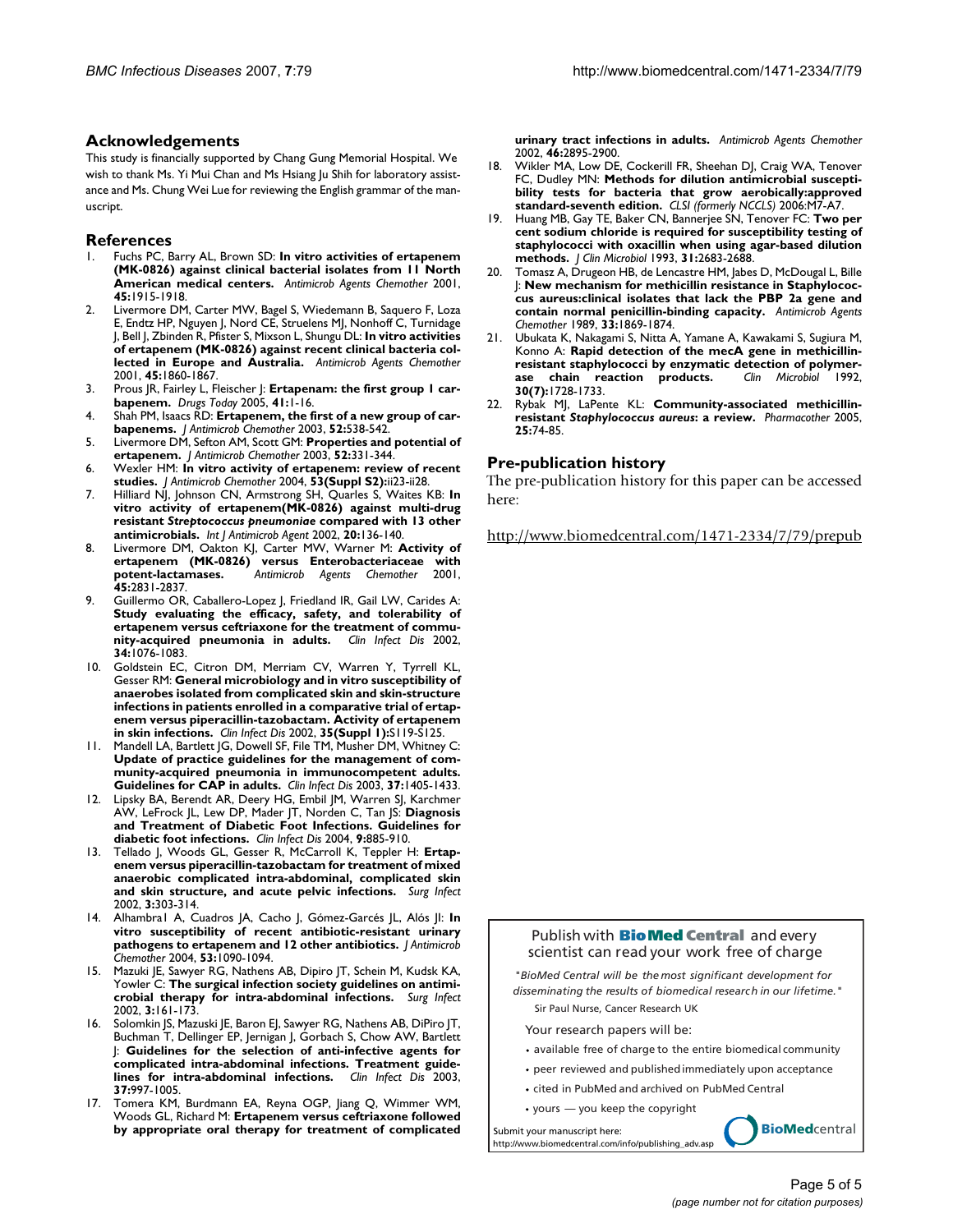## Acknowledgements

This study is financially supported by Chang Gung Memorial Hospital. We wish to thank Ms. Yi Mui Chan and Ms Hsiang Ju Shih for laboratory assistance and Ms. Chung Wei Lue for reviewing the English grammar of the manuscript.

## References

1. Fuchs PC, Barry AL, Brown SD: **In vitro activities of ertapenem (MK-0826) against clinical bacterial isolates from 11 North American medical centers.** *Antimicrob Agents Chemother* 2001, **45:**1915-1918.
2. Livermore DM, Carter MW, Bagel S, Wiedemann B, Saquero F, Loza E, Endtz HP, Nguyen J, Nord CE, Struelens MJ, Nonhoff C, Turnidage J, Bell J, Zbinden R, Pfister S, Mixson L, Shungu DL: **In vitro activities of ertapenem (MK-0826) against recent clinical bacteria collected in Europe and Australia.** *Antimicrob Agents Chemother* 2001, **45:**1860-1867.
3. Prous JR, Fairley L, Fleischer J: **Ertapenam: the first group 1 carbapenem.** *Drugs Today* 2005, **41:**1-16.
4. Shah PM, Isaacs RD: **Ertapenem, the first of a new group of carbapenems.** *J Antimicrob Chemother* 2003, **52:**538-542.
5. Livermore DM, Sefton AM, Scott GM: **Properties and potential of ertapenem.** *J Antimicrob Chemother* 2003, **52:**331-344.
6. Wexler HM: **In vitro activity of ertapenem: review of recent studies.** *J Antimicrob Chemother* 2004, **53(Suppl S2):**ii23-ii28.
7. Hilliard NJ, Johnson CN, Armstrong SH, Quarles S, Waites KB: **In vitro activity of ertapenem(MK-0826) against multi-drug resistant *Streptococcus pneumoniae* compared with 13 other antimicrobials.** *Int J Antimicrob Agent* 2002, **20:**136-140.
8. Livermore DM, Oakton KJ, Carter MW, Warner M: **Activity of ertapenem (MK-0826) versus Enterobacteriaceae with potent-lactamases.** *Antimicrob Agents Chemother* 2001, **45:**2831-2837.
9. Guillermo OR, Caballero-Lopez J, Friedland IR, Gail LW, Carides A: **Study evaluating the efficacy, safety, and tolerability of ertapenem versus ceftriaxone for the treatment of community-acquired pneumonia in adults.** *Clin Infect Dis* 2002, **34:**1076-1083.
10. Goldstein EC, Citron DM, Merriam CV, Warren Y, Tyrrell KL, Gesser RM: **General microbiology and in vitro susceptibility of anaerobes isolated from complicated skin and skin-structure infections in patients enrolled in a comparative trial of ertapenem versus piperacillin-tazobactam. Activity of ertapenem in skin infections.** *Clin Infect Dis* 2002, **35(Suppl 1):**S119-S125.
11. Mandell LA, Bartlett JG, Dowell SF, File TM, Musher DM, Whitney C: **Update of practice guidelines for the management of community-acquired pneumonia in immunocompetent adults. Guidelines for CAP in adults.** *Clin Infect Dis* 2003, **37:**1405-1433.
12. Lipsky BA, Berendt AR, Deery HG, Embil JM, Warren SJ, Karchmer AW, LeFrock JL, Lew DP, Mader JT, Norden C, Tan JS: **Diagnosis and Treatment of Diabetic Foot Infections. Guidelines for diabetic foot infections.** *Clin Infect Dis* 2004, **9:**885-910.
13. Tellado J, Woods GL, Gesser R, McCarroll K, Teppler H: **Ertapenem versus piperacillin-tazobactam for treatment of mixed anaerobic complicated intra-abdominal, complicated skin and skin structure, and acute pelvic infections.** *Surg Infect* 2002, **3:**303-314.
14. Alhambra1 A, Cuadros JA, Cacho J, Gómez-Garcés JL, Alós JI: **In vitro susceptibility of recent antibiotic-resistant urinary pathogens to ertapenem and 12 other antibiotics.** *J Antimicrob Chemother* 2004, **53:**1090-1094.
15. Mazuki JE, Sawyer RG, Nathens AB, Dipiro JT, Schein M, Kudsk KA, Yowler C: **The surgical infection society guidelines on antimicrobial therapy for intra-abdominal infections.** *Surg Infect* 2002, **3:**161-173.
16. Solomkin JS, Mazuski JE, Baron EJ, Sawyer RG, Nathens AB, DiPiro JT, Buchman T, Dellinger EP, Jernigan J, Gorbach S, Chow AW, Bartlett J: **Guidelines for the selection of anti-infective agents for complicated intra-abdominal infections. Treatment guidelines for intra-abdominal infections.** *Clin Infect Dis* 2003, **37:**997-1005.
17. Tomera KM, Burdmann EA, Reyna OGP, Jiang Q, Wimmer WM, Woods GL, Richard M: **Ertapenem versus ceftriaxone followed by appropriate oral therapy for treatment of complicated urinary tract infections in adults.** *Antimicrob Agents Chemother* 2002, **46:**2895-2900.
18. Wikler MA, Low DE, Cockerill FR, Sheehan DJ, Craig WA, Tenover FC, Dudley MN: **Methods for dilution antimicrobial susceptibility tests for bacteria that grow aerobically:approved standard-seventh edition.** *CLSI (formerly NCCLS)* 2006:M7-A7.
19. Huang MB, Gay TE, Baker CN, Bannerjee SN, Tenover FC: **Two per cent sodium chloride is required for susceptibility testing of staphylococci with oxacillin when using agar-based dilution methods.** *J Clin Microbiol* 1993, **31:**2683-2688.
20. Tomasz A, Drugeon HB, de Lencastre HM, Jabes D, McDougal L, Bille J: **New mechanism for methicillin resistance in Staphylococcus aureus:clinical isolates that lack the PBP 2a gene and contain normal penicillin-binding capacity.** *Antimicrob Agents Chemother* 1989, **33:**1869-1874.
21. Ubukata K, Nakagami S, Nitta A, Yamane A, Kawakami S, Sugiura M, Konno A: **Rapid detection of the mecA gene in methicillin-resistant staphylococci by enzymatic detection of polymerase chain reaction products.** *Clin Microbiol* 1992, **30(7):**1728-1733.
22. Rybak MJ, LaPente KL: **Community-associated methicillin-resistant *Staphylococcus aureus*: a review.** *Pharmacother* 2005, **25:**74-85.

## Pre-publication history

The pre-publication history for this paper can be accessed here:

http://www.biomedcentral.com/1471-2334/7/79/prepub

Publish with **BioMed Central** and every scientist can read your work free of charge

*"BioMed Central will be the most significant development for disseminating the results of biomedical research in our lifetime."*
Sir Paul Nurse, Cancer Research UK

Your research papers will be:

- available free of charge to the entire biomedical community
- peer reviewed and published immediately upon acceptance
- cited in PubMed and archived on PubMed Central
- yours — you keep the copyright

Submit your manuscript here:
http://www.biomedcentral.com/info/publishing_adv.asp

**BioMed**central